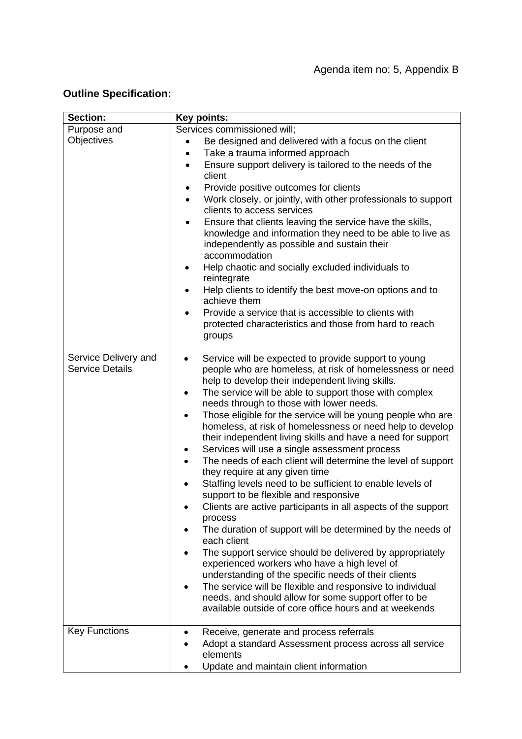Agenda item no: 5, Appendix B

**Outline Specification:**

| **Section:** | **Key points:** |
|---|---|
| Purpose and Objectives | Services commissioned will;<br>• Be designed and delivered with a focus on the client<br>• Take a trauma informed approach<br>• Ensure support delivery is tailored to the needs of the client<br>• Provide positive outcomes for clients<br>• Work closely, or jointly, with other professionals to support clients to access services<br>• Ensure that clients leaving the service have the skills, knowledge and information they need to be able to live as independently as possible and sustain their accommodation<br>• Help chaotic and socially excluded individuals to reintegrate<br>• Help clients to identify the best move-on options and to achieve them<br>• Provide a service that is accessible to clients with protected characteristics and those from hard to reach groups |
| Service Delivery and Service Details | • Service will be expected to provide support to young people who are homeless, at risk of homelessness or need help to develop their independent living skills.<br>• The service will be able to support those with complex needs through to those with lower needs.<br>• Those eligible for the service will be young people who are homeless, at risk of homelessness or need help to develop their independent living skills and have a need for support<br>• Services will use a single assessment process<br>• The needs of each client will determine the level of support they require at any given time<br>• Staffing levels need to be sufficient to enable levels of support to be flexible and responsive<br>• Clients are active participants in all aspects of the support process<br>• The duration of support will be determined by the needs of each client<br>• The support service should be delivered by appropriately experienced workers who have a high level of understanding of the specific needs of their clients<br>• The service will be flexible and responsive to individual needs, and should allow for some support offer to be available outside of core office hours and at weekends |
| Key Functions | • Receive, generate and process referrals<br>• Adopt a standard Assessment process across all service elements<br>• Update and maintain client information |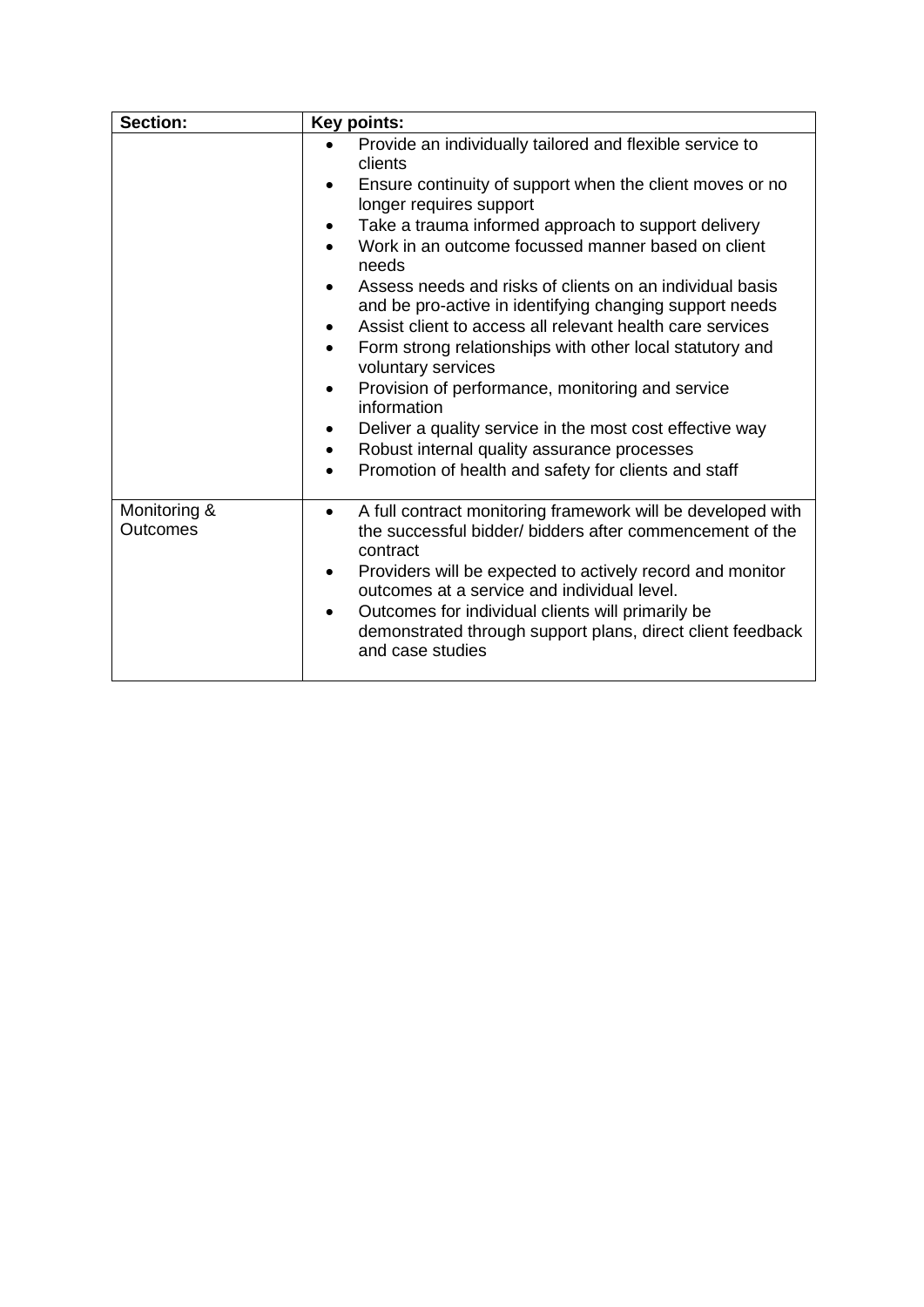| Section: | Key points: |
|---|---|
| | • Provide an individually tailored and flexible service to clients<br>• Ensure continuity of support when the client moves or no longer requires support<br>• Take a trauma informed approach to support delivery<br>• Work in an outcome focussed manner based on client needs<br>• Assess needs and risks of clients on an individual basis and be pro-active in identifying changing support needs<br>• Assist client to access all relevant health care services<br>• Form strong relationships with other local statutory and voluntary services<br>• Provision of performance, monitoring and service information<br>• Deliver a quality service in the most cost effective way<br>• Robust internal quality assurance processes<br>• Promotion of health and safety for clients and staff |
| Monitoring & Outcomes | • A full contract monitoring framework will be developed with the successful bidder/ bidders after commencement of the contract<br>• Providers will be expected to actively record and monitor outcomes at a service and individual level.<br>• Outcomes for individual clients will primarily be demonstrated through support plans, direct client feedback and case studies |